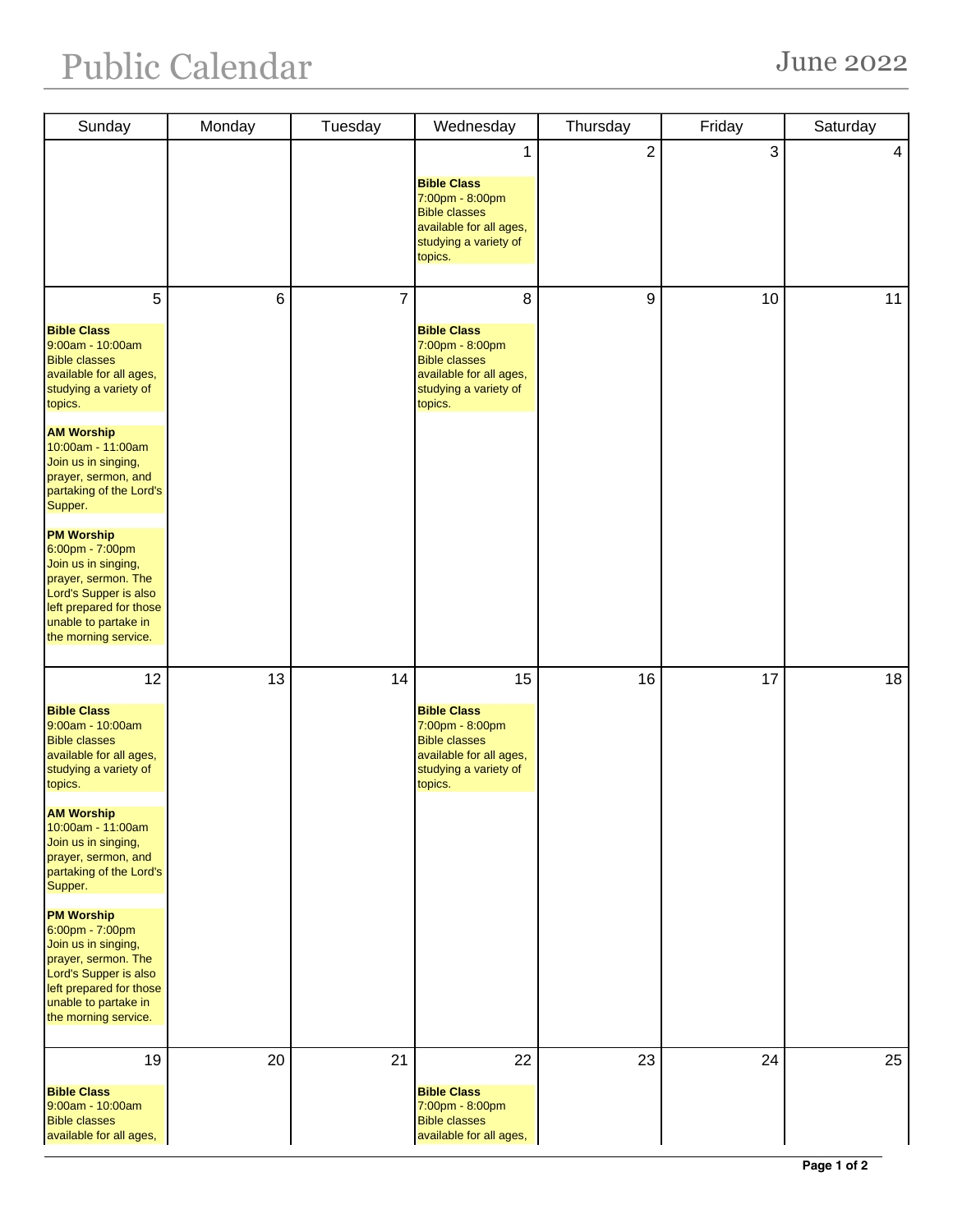# Public Calendar

## June 2022

| Sunday | Monday | Tuesday | Wednesday | Thursday | Friday | Saturday |
|---|---|---|---|---|---|---|
| | | | 1<br><br>**Bible Class**<br>7:00pm - 8:00pm<br>Bible classes available for all ages, studying a variety of topics. | 2 | 3 | 4 |
| 5<br><br>**Bible Class**<br>9:00am - 10:00am<br>Bible classes available for all ages, studying a variety of topics.<br><br>**AM Worship**<br>10:00am - 11:00am<br>Join us in singing, prayer, sermon, and partaking of the Lord's Supper.<br><br>**PM Worship**<br>6:00pm - 7:00pm<br>Join us in singing, prayer, sermon. The Lord's Supper is also left prepared for those unable to partake in the morning service. | 6 | 7 | 8<br><br>**Bible Class**<br>7:00pm - 8:00pm<br>Bible classes available for all ages, studying a variety of topics. | 9 | 10 | 11 |
| 12<br><br>**Bible Class**<br>9:00am - 10:00am<br>Bible classes available for all ages, studying a variety of topics.<br><br>**AM Worship**<br>10:00am - 11:00am<br>Join us in singing, prayer, sermon, and partaking of the Lord's Supper.<br><br>**PM Worship**<br>6:00pm - 7:00pm<br>Join us in singing, prayer, sermon. The Lord's Supper is also left prepared for those unable to partake in the morning service. | 13 | 14 | 15<br><br>**Bible Class**<br>7:00pm - 8:00pm<br>Bible classes available for all ages, studying a variety of topics. | 16 | 17 | 18 |
| 19<br><br>**Bible Class**<br>9:00am - 10:00am<br>Bible classes available for all ages, | 20 | 21 | 22<br><br>**Bible Class**<br>7:00pm - 8:00pm<br>Bible classes available for all ages, | 23 | 24 | 25 |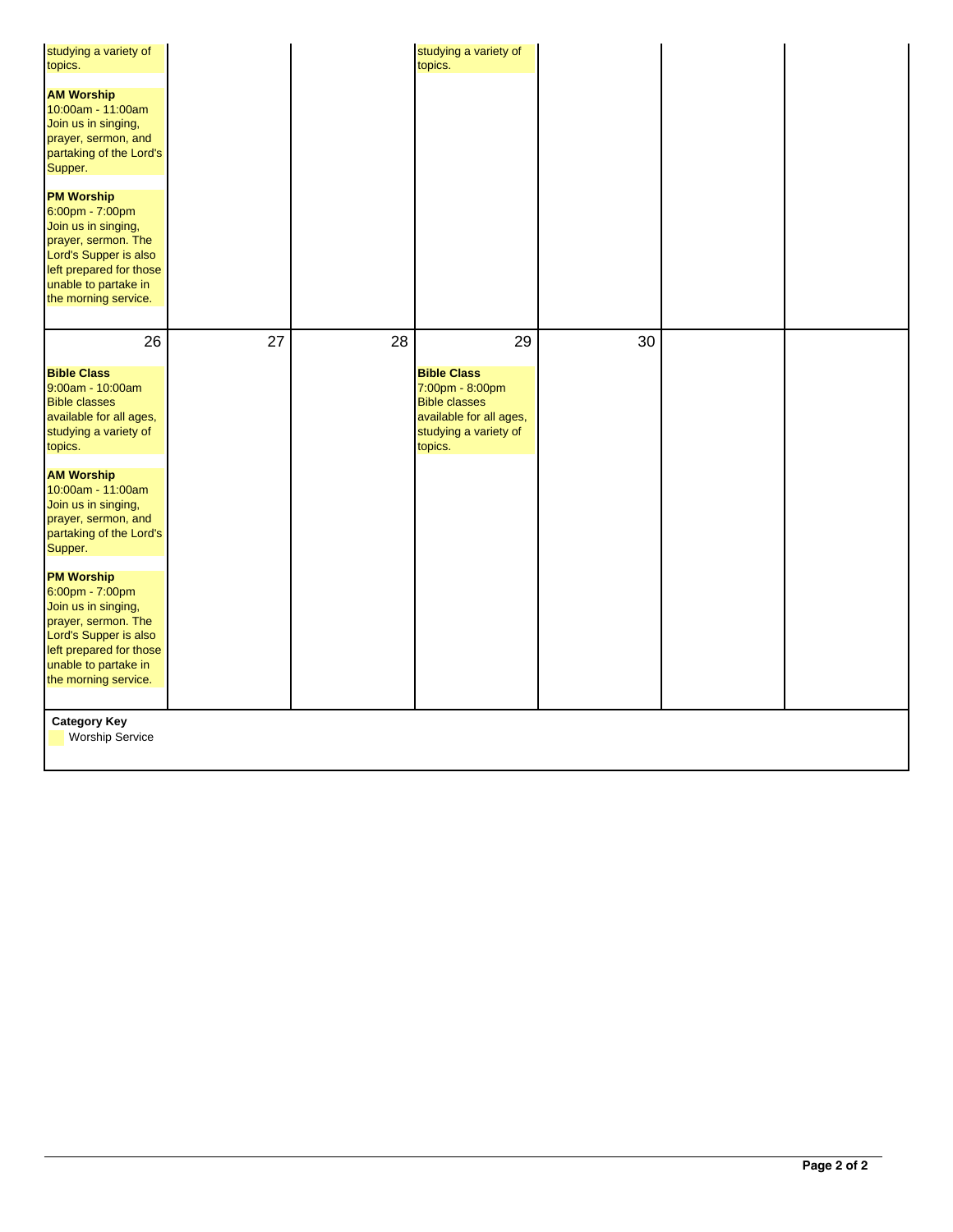| | | | | | | |
|---|---|---|---|---|---|---|
| studying a variety of topics.<br><br>**AM Worship**<br>10:00am - 11:00am<br>Join us in singing, prayer, sermon, and partaking of the Lord's Supper.<br><br>**PM Worship**<br>6:00pm - 7:00pm<br>Join us in singing, prayer, sermon. The Lord's Supper is also left prepared for those unable to partake in the morning service. | | | studying a variety of topics. | | | |
| 26<br><br>**Bible Class**<br>9:00am - 10:00am<br>Bible classes available for all ages, studying a variety of topics.<br><br>**AM Worship**<br>10:00am - 11:00am<br>Join us in singing, prayer, sermon, and partaking of the Lord's Supper.<br><br>**PM Worship**<br>6:00pm - 7:00pm<br>Join us in singing, prayer, sermon. The Lord's Supper is also left prepared for those unable to partake in the morning service. | 27 | 28 | 29<br><br>**Bible Class**<br>7:00pm - 8:00pm<br>Bible classes available for all ages, studying a variety of topics. | 30 | | |

**Category Key**

Worship Service